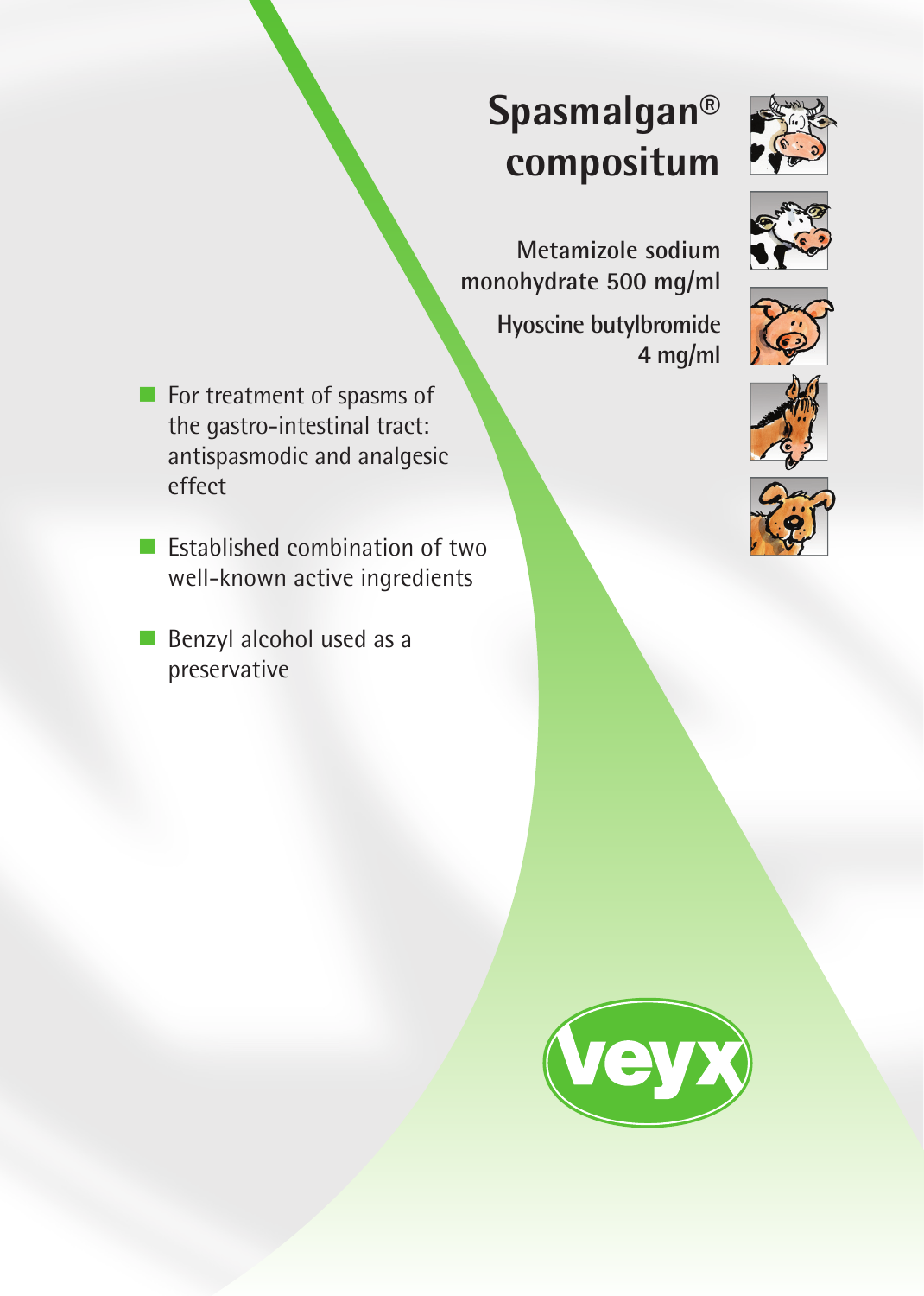# Spasmalgan® compositum

**Metamizole sodium monohydrate 500 mg/ml**

**Hyoscine butylbromide 4 mg/ml**

- For treatment of spasms of the gastro-intestinal tract: antispasmodic and analgesic effect
- Established combination of two well-known active ingredients
- Benzyl alcohol used as a preservative

veyx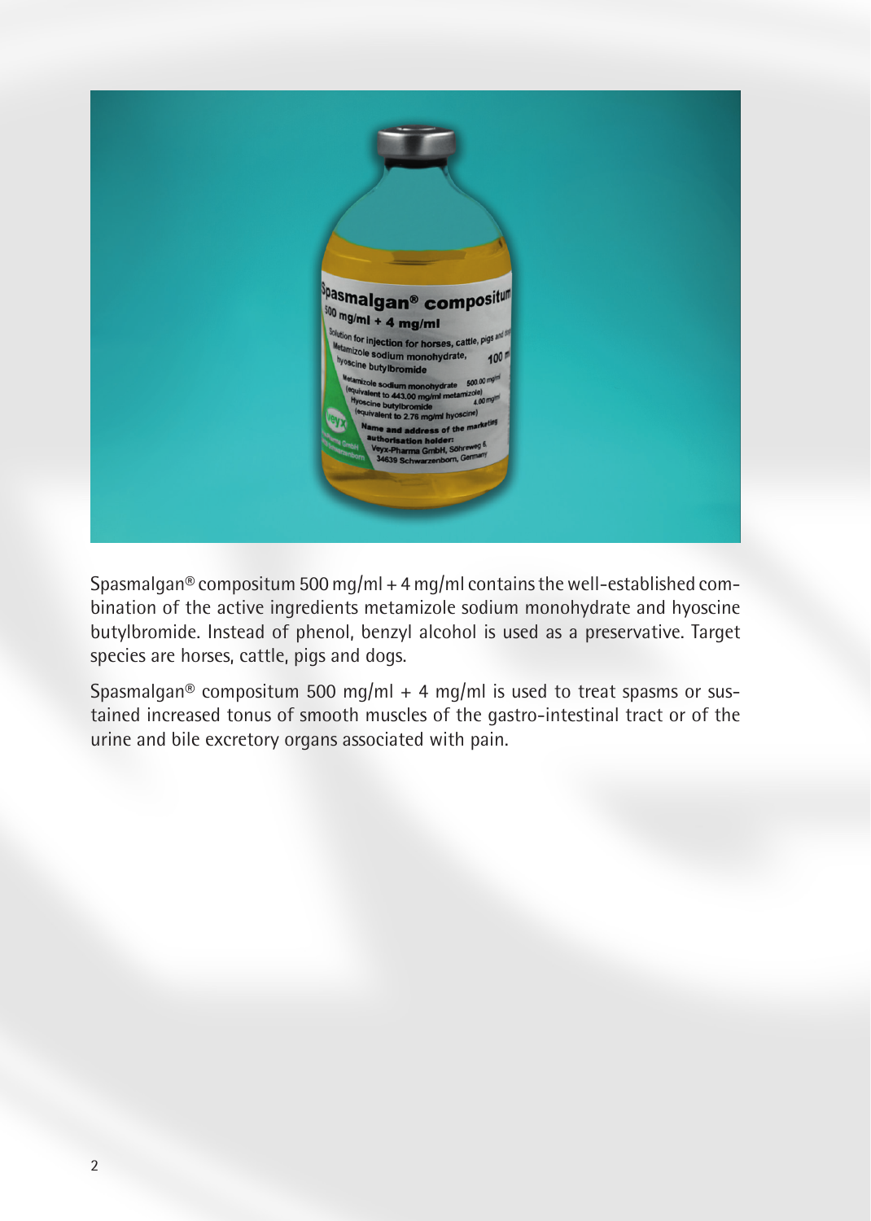Spasmalgan® compositum 500 mg/ml + 4 mg/ml contains the well-established combination of the active ingredients metamizole sodium monohydrate and hyoscine butylbromide. Instead of phenol, benzyl alcohol is used as a preservative. Target species are horses, cattle, pigs and dogs.

Spasmalgan® compositum 500 mg/ml + 4 mg/ml is used to treat spasms or sustained increased tonus of smooth muscles of the gastro-intestinal tract or of the urine and bile excretory organs associated with pain.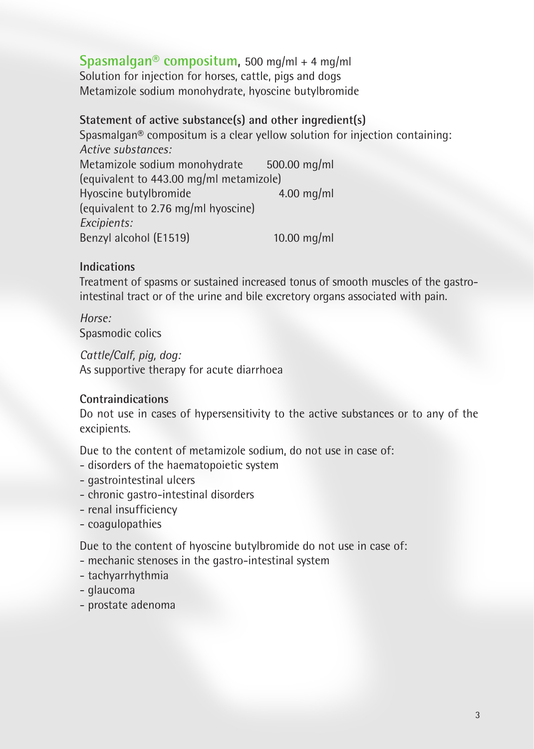## Spasmalgan® compositum, 500 mg/ml + 4 mg/ml

Solution for injection for horses, cattle, pigs and dogs
Metamizole sodium monohydrate, hyoscine butylbromide

### Statement of active substance(s) and other ingredient(s)

Spasmalgan® compositum is a clear yellow solution for injection containing:

*Active substances:*

| | |
|---|---|
| Metamizole sodium monohydrate | 500.00 mg/ml |
| (equivalent to 443.00 mg/ml metamizole) | |
| Hyoscine butylbromide | 4.00 mg/ml |
| (equivalent to 2.76 mg/ml hyoscine) | |

*Excipients:*

| | |
|---|---|
| Benzyl alcohol (E1519) | 10.00 mg/ml |

### Indications

Treatment of spasms or sustained increased tonus of smooth muscles of the gastro-intestinal tract or of the urine and bile excretory organs associated with pain.

*Horse:*
Spasmodic colics

*Cattle/Calf, pig, dog:*
As supportive therapy for acute diarrhoea

### Contraindications

Do not use in cases of hypersensitivity to the active substances or to any of the excipients.

Due to the content of metamizole sodium, do not use in case of:
- disorders of the haematopoietic system
- gastrointestinal ulcers
- chronic gastro-intestinal disorders
- renal insufficiency
- coagulopathies

Due to the content of hyoscine butylbromide do not use in case of:
- mechanic stenoses in the gastro-intestinal system
- tachyarrhythmia
- glaucoma
- prostate adenoma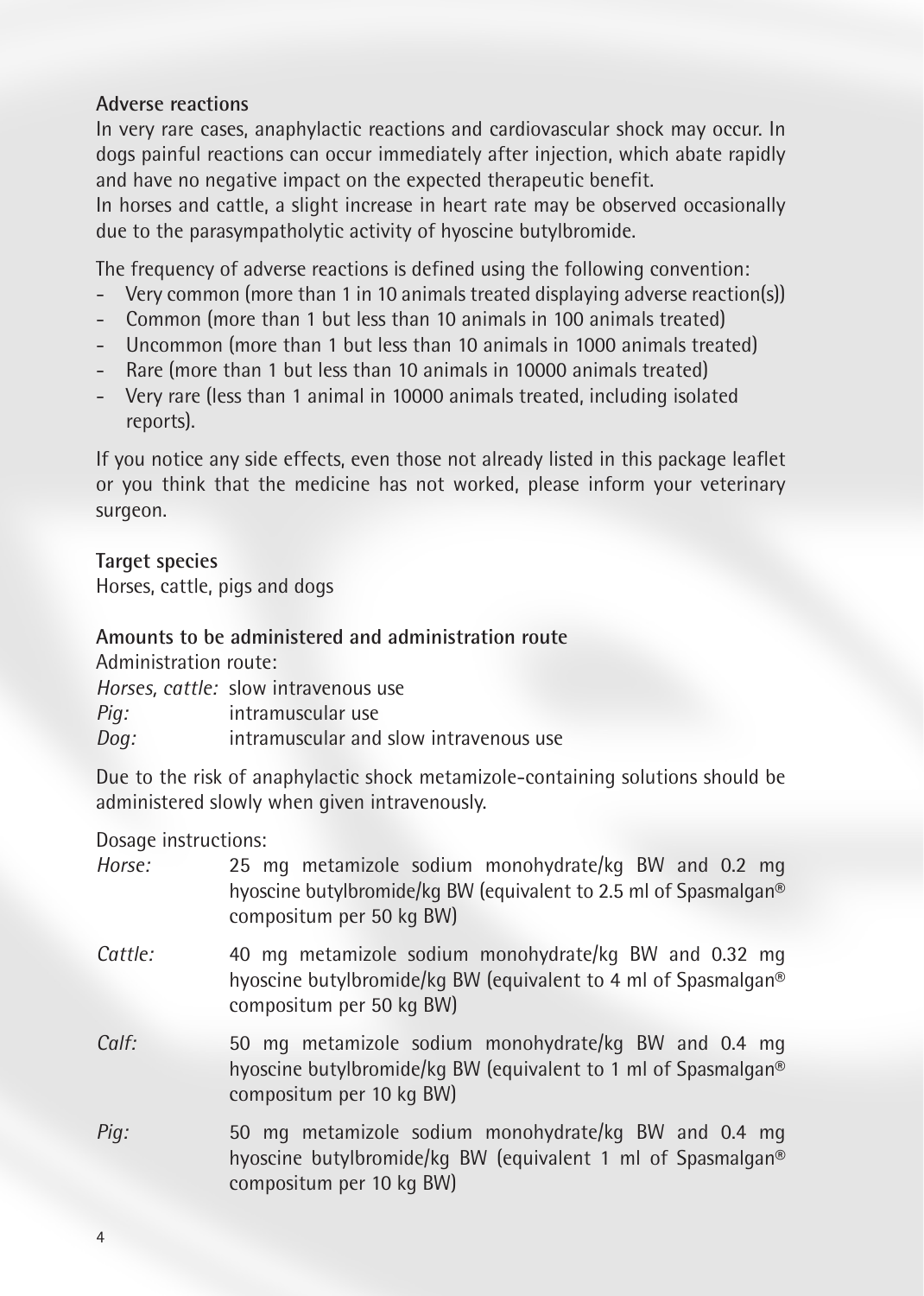**Adverse reactions**

In very rare cases, anaphylactic reactions and cardiovascular shock may occur. In dogs painful reactions can occur immediately after injection, which abate rapidly and have no negative impact on the expected therapeutic benefit.

In horses and cattle, a slight increase in heart rate may be observed occasionally due to the parasympatholytic activity of hyoscine butylbromide.

The frequency of adverse reactions is defined using the following convention:

- Very common (more than 1 in 10 animals treated displaying adverse reaction(s))
- Common (more than 1 but less than 10 animals in 100 animals treated)
- Uncommon (more than 1 but less than 10 animals in 1000 animals treated)
- Rare (more than 1 but less than 10 animals in 10000 animals treated)
- Very rare (less than 1 animal in 10000 animals treated, including isolated reports).

If you notice any side effects, even those not already listed in this package leaflet or you think that the medicine has not worked, please inform your veterinary surgeon.

**Target species**

Horses, cattle, pigs and dogs

**Amounts to be administered and administration route**

Administration route:

*Horses, cattle:* slow intravenous use
*Pig:* intramuscular use
*Dog:* intramuscular and slow intravenous use

Due to the risk of anaphylactic shock metamizole-containing solutions should be administered slowly when given intravenously.

Dosage instructions:

*Horse:* 25 mg metamizole sodium monohydrate/kg BW and 0.2 mg hyoscine butylbromide/kg BW (equivalent to 2.5 ml of Spasmalgan® compositum per 50 kg BW)

*Cattle:* 40 mg metamizole sodium monohydrate/kg BW and 0.32 mg hyoscine butylbromide/kg BW (equivalent to 4 ml of Spasmalgan® compositum per 50 kg BW)

*Calf:* 50 mg metamizole sodium monohydrate/kg BW and 0.4 mg hyoscine butylbromide/kg BW (equivalent to 1 ml of Spasmalgan® compositum per 10 kg BW)

*Pig:* 50 mg metamizole sodium monohydrate/kg BW and 0.4 mg hyoscine butylbromide/kg BW (equivalent 1 ml of Spasmalgan® compositum per 10 kg BW)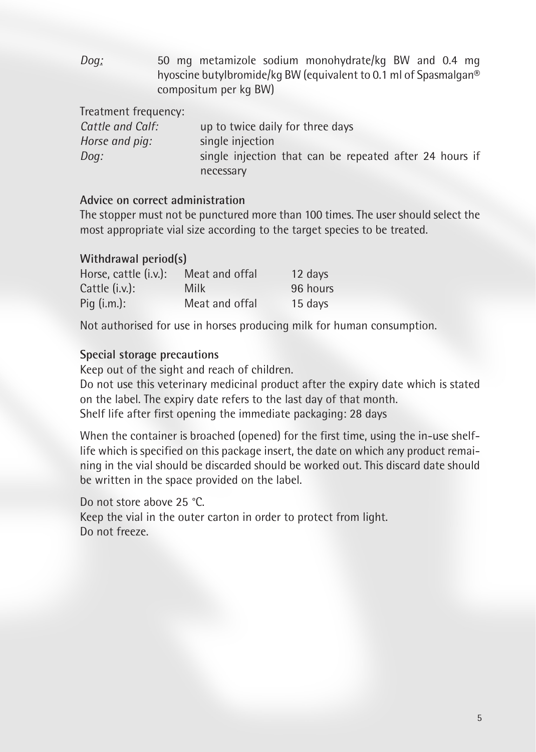*Dog:* 50 mg metamizole sodium monohydrate/kg BW and 0.4 mg hyoscine butylbromide/kg BW (equivalent to 0.1 ml of Spasmalgan® compositum per kg BW)

Treatment frequency:

| | |
|---|---|
| *Cattle and Calf:* | up to twice daily for three days |
| *Horse and pig:* | single injection |
| *Dog:* | single injection that can be repeated after 24 hours if necessary |

**Advice on correct administration**

The stopper must not be punctured more than 100 times. The user should select the most appropriate vial size according to the target species to be treated.

**Withdrawal period(s)**

| | | |
|---|---|---|
| Horse, cattle (i.v.): | Meat and offal | 12 days |
| Cattle (i.v.): | Milk | 96 hours |
| Pig (i.m.): | Meat and offal | 15 days |

Not authorised for use in horses producing milk for human consumption.

**Special storage precautions**

Keep out of the sight and reach of children.
Do not use this veterinary medicinal product after the expiry date which is stated on the label. The expiry date refers to the last day of that month.
Shelf life after first opening the immediate packaging: 28 days

When the container is broached (opened) for the first time, using the in-use shelf-life which is specified on this package insert, the date on which any product remaining in the vial should be discarded should be worked out. This discard date should be written in the space provided on the label.

Do not store above 25 °C.
Keep the vial in the outer carton in order to protect from light.
Do not freeze.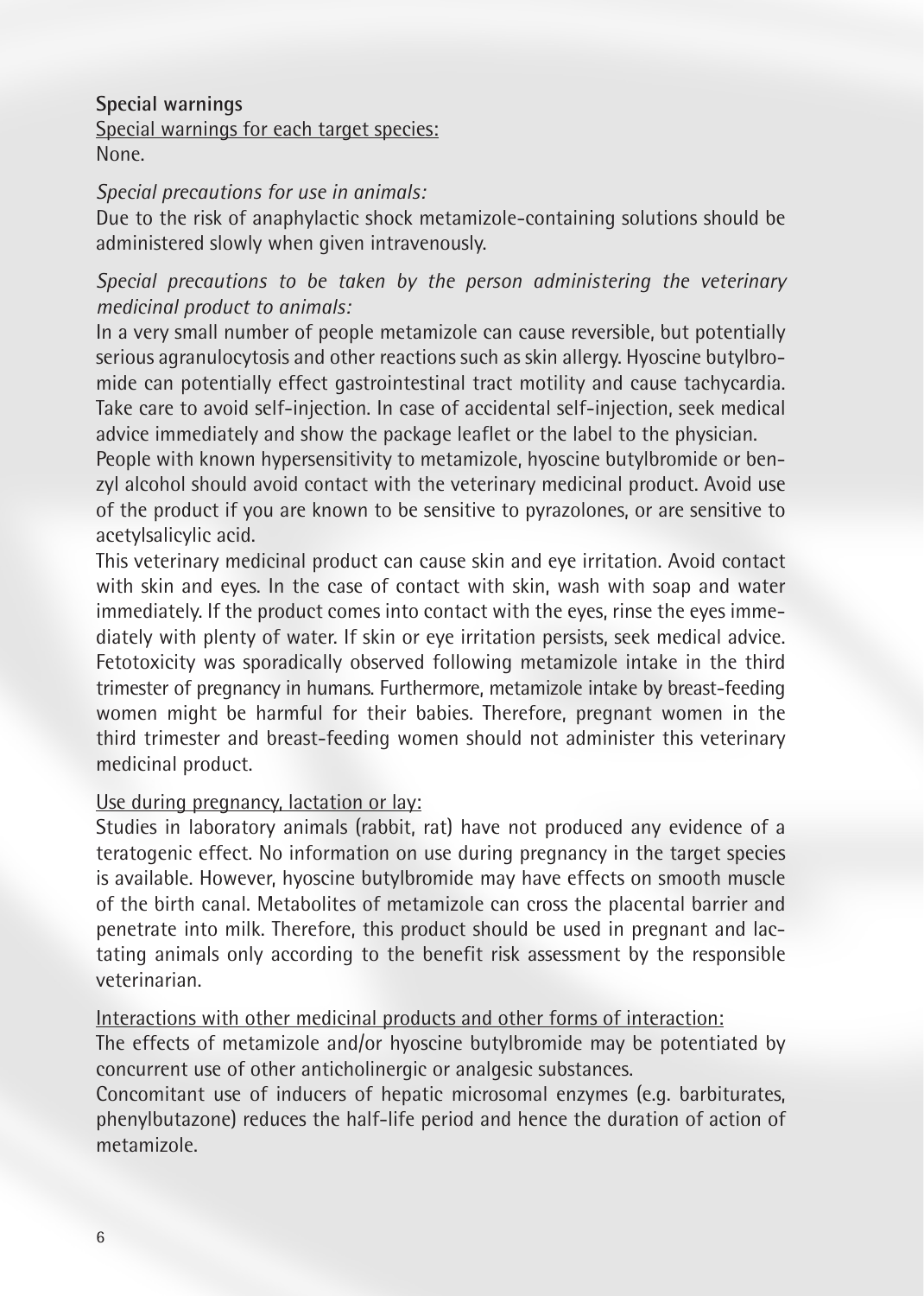**Special warnings**

Special warnings for each target species:
None.

*Special precautions for use in animals:*
Due to the risk of anaphylactic shock metamizole-containing solutions should be administered slowly when given intravenously.

*Special precautions to be taken by the person administering the veterinary medicinal product to animals:*
In a very small number of people metamizole can cause reversible, but potentially serious agranulocytosis and other reactions such as skin allergy. Hyoscine butylbromide can potentially effect gastrointestinal tract motility and cause tachycardia. Take care to avoid self-injection. In case of accidental self-injection, seek medical advice immediately and show the package leaflet or the label to the physician.
People with known hypersensitivity to metamizole, hyoscine butylbromide or benzyl alcohol should avoid contact with the veterinary medicinal product. Avoid use of the product if you are known to be sensitive to pyrazolones, or are sensitive to acetylsalicylic acid.
This veterinary medicinal product can cause skin and eye irritation. Avoid contact with skin and eyes. In the case of contact with skin, wash with soap and water immediately. If the product comes into contact with the eyes, rinse the eyes immediately with plenty of water. If skin or eye irritation persists, seek medical advice.
Fetotoxicity was sporadically observed following metamizole intake in the third trimester of pregnancy in humans. Furthermore, metamizole intake by breast-feeding women might be harmful for their babies. Therefore, pregnant women in the third trimester and breast-feeding women should not administer this veterinary medicinal product.

Use during pregnancy, lactation or lay:
Studies in laboratory animals (rabbit, rat) have not produced any evidence of a teratogenic effect. No information on use during pregnancy in the target species is available. However, hyoscine butylbromide may have effects on smooth muscle of the birth canal. Metabolites of metamizole can cross the placental barrier and penetrate into milk. Therefore, this product should be used in pregnant and lactating animals only according to the benefit risk assessment by the responsible veterinarian.

Interactions with other medicinal products and other forms of interaction:
The effects of metamizole and/or hyoscine butylbromide may be potentiated by concurrent use of other anticholinergic or analgesic substances.
Concomitant use of inducers of hepatic microsomal enzymes (e.g. barbiturates, phenylbutazone) reduces the half-life period and hence the duration of action of metamizole.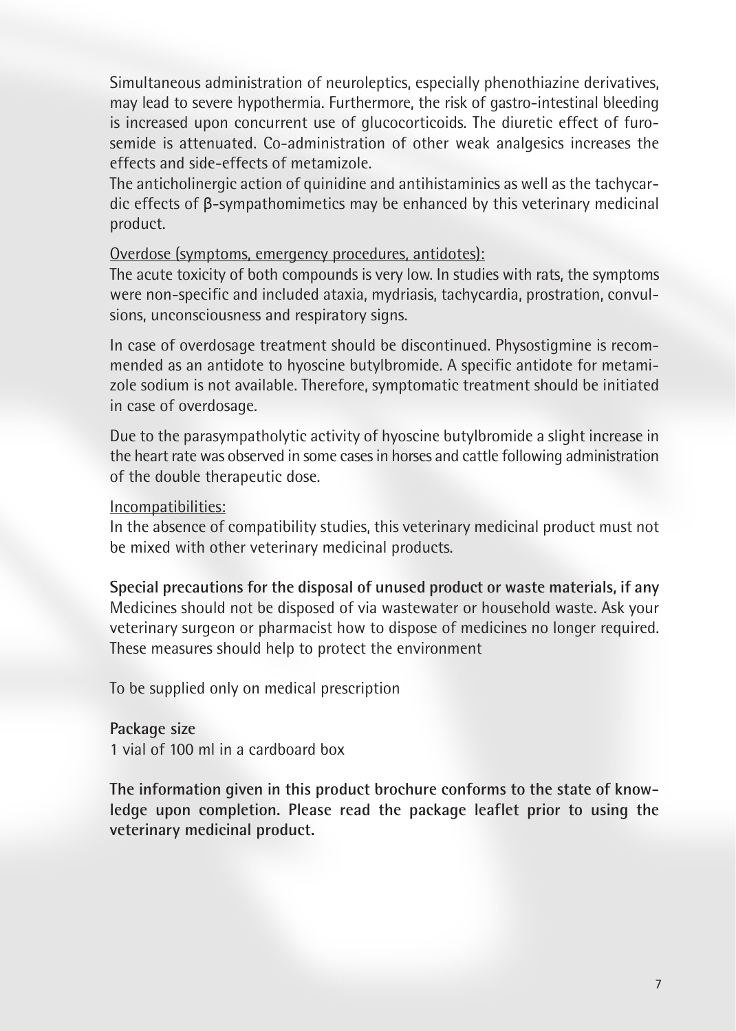Simultaneous administration of neuroleptics, especially phenothiazine derivatives, may lead to severe hypothermia. Furthermore, the risk of gastro-intestinal bleeding is increased upon concurrent use of glucocorticoids. The diuretic effect of furosemide is attenuated. Co-administration of other weak analgesics increases the effects and side-effects of metamizole.

The anticholinergic action of quinidine and antihistaminics as well as the tachycardic effects of β-sympathomimetics may be enhanced by this veterinary medicinal product.

Overdose (symptoms, emergency procedures, antidotes):

The acute toxicity of both compounds is very low. In studies with rats, the symptoms were non-specific and included ataxia, mydriasis, tachycardia, prostration, convulsions, unconsciousness and respiratory signs.

In case of overdosage treatment should be discontinued. Physostigmine is recommended as an antidote to hyoscine butylbromide. A specific antidote for metamizole sodium is not available. Therefore, symptomatic treatment should be initiated in case of overdosage.

Due to the parasympatholytic activity of hyoscine butylbromide a slight increase in the heart rate was observed in some cases in horses and cattle following administration of the double therapeutic dose.

Incompatibilities:

In the absence of compatibility studies, this veterinary medicinal product must not be mixed with other veterinary medicinal products.

**Special precautions for the disposal of unused product or waste materials, if any**
Medicines should not be disposed of via wastewater or household waste. Ask your veterinary surgeon or pharmacist how to dispose of medicines no longer required. These measures should help to protect the environment

To be supplied only on medical prescription

**Package size**
1 vial of 100 ml in a cardboard box

**The information given in this product brochure conforms to the state of knowledge upon completion. Please read the package leaflet prior to using the veterinary medicinal product.**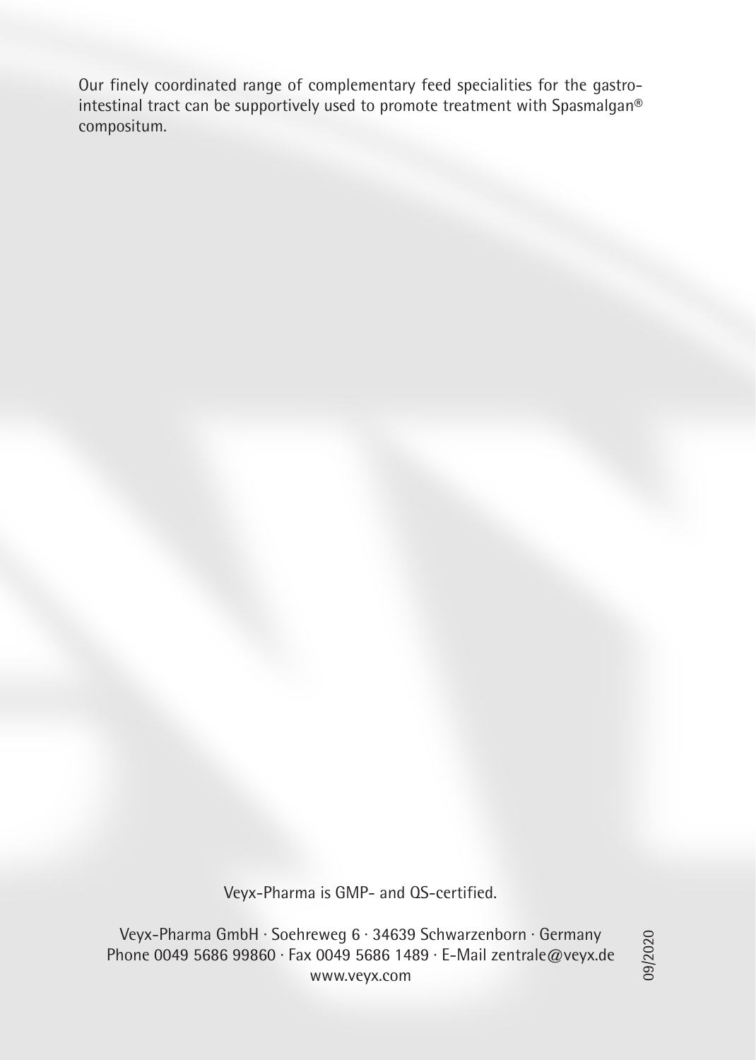Our finely coordinated range of complementary feed specialities for the gastro-intestinal tract can be supportively used to promote treatment with Spasmalgan® compositum.

Veyx-Pharma is GMP- and QS-certified.

Veyx-Pharma GmbH · Soehreweg 6 · 34639 Schwarzenborn · Germany
Phone 0049 5686 99860 · Fax 0049 5686 1489 · E-Mail zentrale@veyx.de
www.veyx.com

09/2020